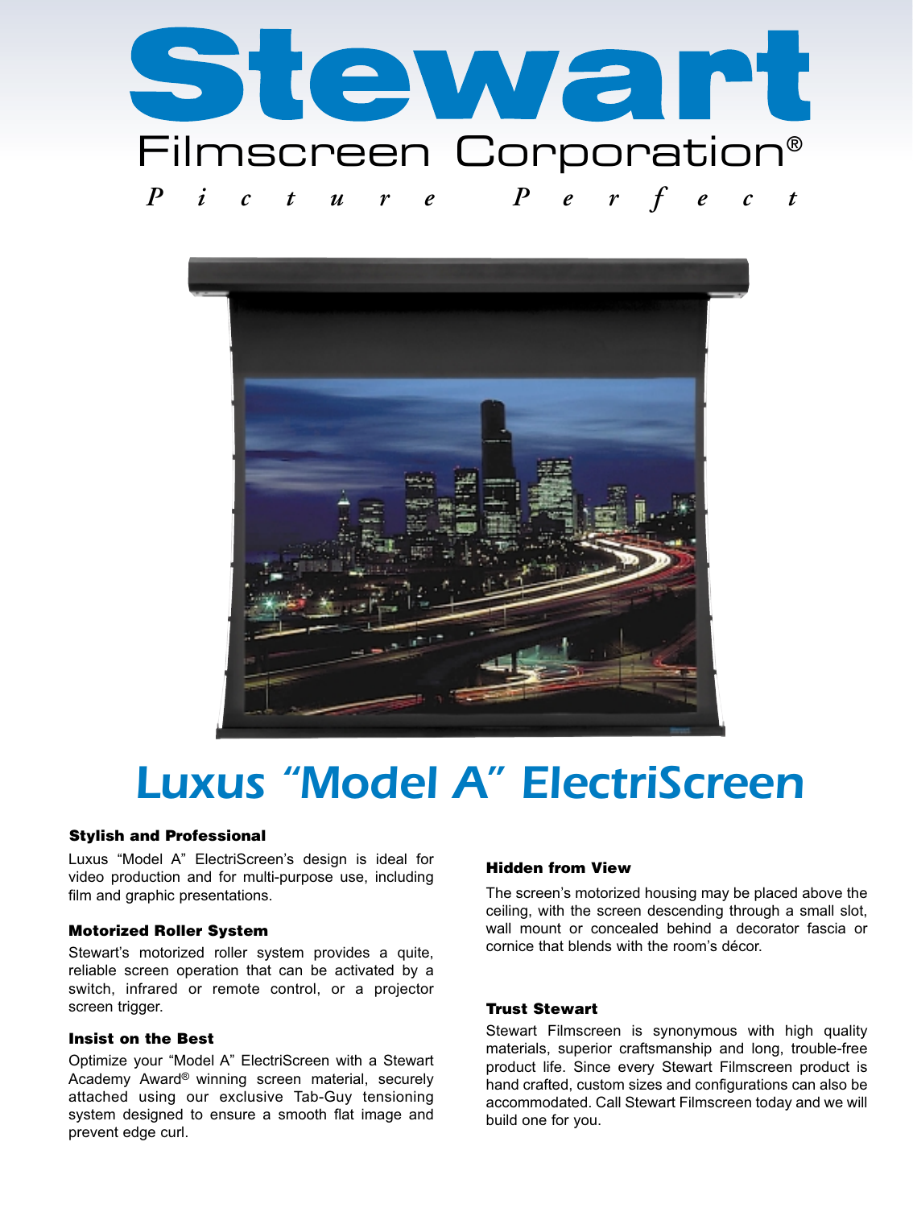# Stewart

Filmscreen Corporation®

*Picture Perfect*

## Luxus "Model A" ElectriScreen

### Stylish and Professional

Luxus "Model A" ElectriScreen's design is ideal for video production and for multi-purpose use, including film and graphic presentations.

### Motorized Roller System

Stewart's motorized roller system provides a quite, reliable screen operation that can be activated by a switch, infrared or remote control, or a projector screen trigger.

### Insist on the Best

Optimize your "Model A" ElectriScreen with a Stewart Academy Award® winning screen material, securely attached using our exclusive Tab-Guy tensioning system designed to ensure a smooth flat image and prevent edge curl.

### Hidden from View

The screen's motorized housing may be placed above the ceiling, with the screen descending through a small slot, wall mount or concealed behind a decorator fascia or cornice that blends with the room's décor.

### Trust Stewart

Stewart Filmscreen is synonymous with high quality materials, superior craftsmanship and long, trouble-free product life. Since every Stewart Filmscreen product is hand crafted, custom sizes and configurations can also be accommodated. Call Stewart Filmscreen today and we will build one for you.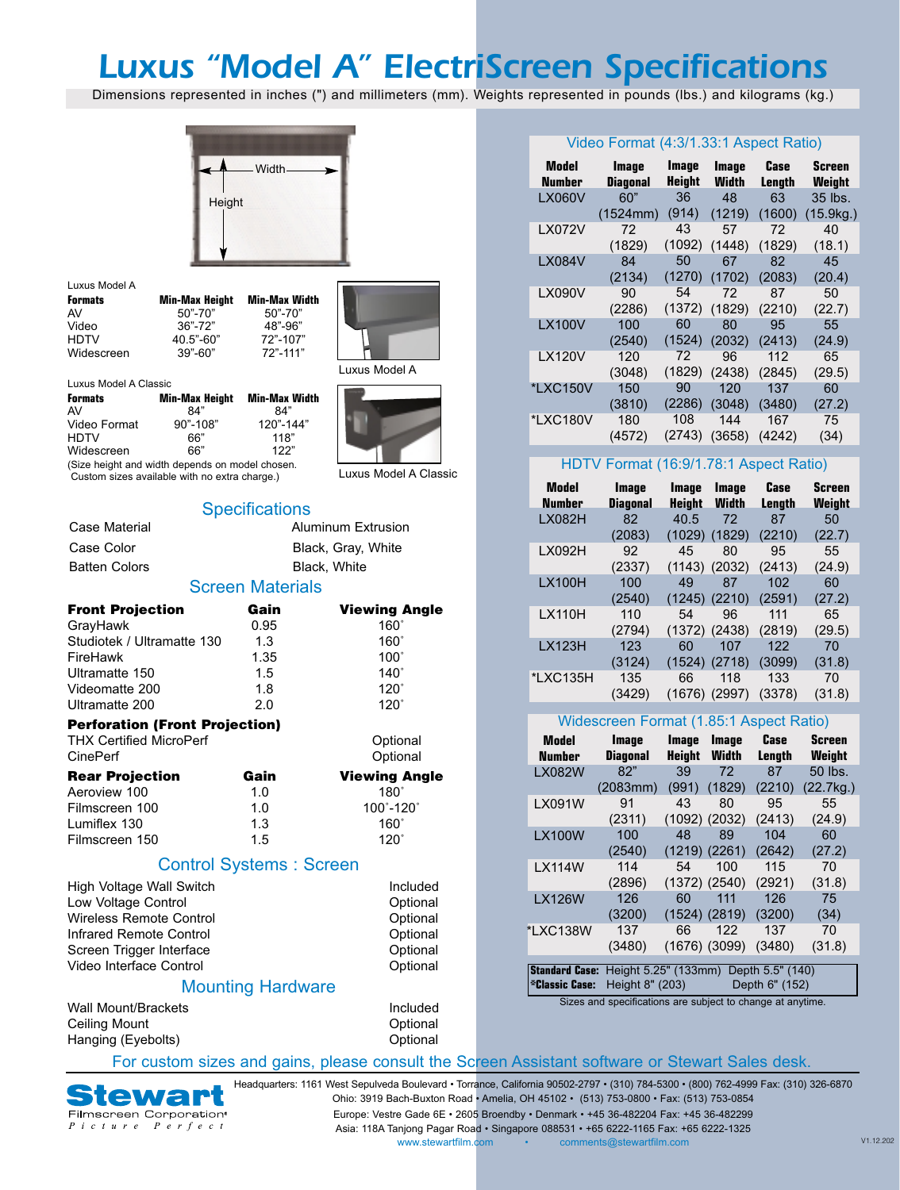# Luxus "Model A" ElectriScreen Specifications

Dimensions represented in inches (") and millimeters (mm). Weights represented in pounds (lbs.) and kilograms (kg.)

Width
Height

Luxus Model A

| Formats | Min-Max Height | Min-Max Width |
|---|---|---|
| AV | 50"-70" | 50"-70" |
| Video | 36"-72" | 48"-96" |
| HDTV | 40.5"-60" | 72"-107" |
| Widescreen | 39"-60" | 72"-111" |

Luxus Model A

Luxus Model A Classic

| Formats | Min-Max Height | Min-Max Width |
|---|---|---|
| AV | 84" | 84" |
| Video Format | 90"-108" | 120"-144" |
| HDTV | 66" | 118" |
| Widescreen | 66" | 122" |

(Size height and width depends on model chosen. Custom sizes available with no extra charge.)

Luxus Model A Classic

## Specifications

| | |
|---|---|
| Case Material | Aluminum Extrusion |
| Case Color | Black, Gray, White |
| Batten Colors | Black, White |

## Screen Materials

| Front Projection | Gain | Viewing Angle |
|---|---|---|
| GrayHawk | 0.95 | 160˚ |
| Studiotek / Ultramatte 130 | 1.3 | 160˚ |
| FireHawk | 1.35 | 100˚ |
| Ultramatte 150 | 1.5 | 140˚ |
| Videomatte 200 | 1.8 | 120˚ |
| Ultramatte 200 | 2.0 | 120˚ |

| Perforation (Front Projection) | |
|---|---|
| THX Certified MicroPerf | Optional |
| CinePerf | Optional |

| Rear Projection | Gain | Viewing Angle |
|---|---|---|
| Aeroview 100 | 1.0 | 180˚ |
| Filmscreen 100 | 1.0 | 100˚-120˚ |
| Lumiflex 130 | 1.3 | 160˚ |
| Filmscreen 150 | 1.5 | 120˚ |

## Control Systems : Screen

| | |
|---|---|
| High Voltage Wall Switch | Included |
| Low Voltage Control | Optional |
| Wireless Remote Control | Optional |
| Infrared Remote Control | Optional |
| Screen Trigger Interface | Optional |
| Video Interface Control | Optional |

## Mounting Hardware

| | |
|---|---|
| Wall Mount/Brackets | Included |
| Ceiling Mount | Optional |
| Hanging (Eyebolts) | Optional |

## Video Format (4:3/1.33:1 Aspect Ratio)

| Model Number | Image Diagonal | Image Height | Image Width | Case Length | Screen Weight |
|---|---|---|---|---|---|
| LX060V | 60" (1524mm) | 36 (914) | 48 (1219) | 63 (1600) | 35 lbs. (15.9kg.) |
| LX072V | 72 (1829) | 43 (1092) | 57 (1448) | 72 (1829) | 40 (18.1) |
| LX084V | 84 (2134) | 50 (1270) | 67 (1702) | 82 (2083) | 45 (20.4) |
| LX090V | 90 (2286) | 54 (1372) | 72 (1829) | 87 (2210) | 50 (22.7) |
| LX100V | 100 (2540) | 60 (1524) | 80 (2032) | 95 (2413) | 55 (24.9) |
| LX120V | 120 (3048) | 72 (1829) | 96 (2438) | 112 (2845) | 65 (29.5) |
| *LXC150V | 150 (3810) | 90 (2286) | 120 (3048) | 137 (3480) | 60 (27.2) |
| *LXC180V | 180 (4572) | 108 (2743) | 144 (3658) | 167 (4242) | 75 (34) |

## HDTV Format (16:9/1.78:1 Aspect Ratio)

| Model Number | Image Diagonal | Image Height | Image Width | Case Length | Screen Weight |
|---|---|---|---|---|---|
| LX082H | 82 (2083) | 40.5 (1029) | 72 (1829) | 87 (2210) | 50 (22.7) |
| LX092H | 92 (2337) | 45 (1143) | 80 (2032) | 95 (2413) | 55 (24.9) |
| LX100H | 100 (2540) | 49 (1245) | 87 (2210) | 102 (2591) | 60 (27.2) |
| LX110H | 110 (2794) | 54 (1372) | 96 (2438) | 111 (2819) | 65 (29.5) |
| LX123H | 123 (3124) | 60 (1524) | 107 (2718) | 122 (3099) | 70 (31.8) |
| *LXC135H | 135 (3429) | 66 (1676) | 118 (2997) | 133 (3378) | 70 (31.8) |

## Widescreen Format (1.85:1 Aspect Ratio)

| Model Number | Image Diagonal | Image Height | Image Width | Case Length | Screen Weight |
|---|---|---|---|---|---|
| LX082W | 82" (2083mm) | 39 (991) | 72 (1829) | 87 (2210) | 50 lbs. (22.7kg.) |
| LX091W | 91 (2311) | 43 (1092) | 80 (2032) | 95 (2413) | 55 (24.9) |
| LX100W | 100 (2540) | 48 (1219) | 89 (2261) | 104 (2642) | 60 (27.2) |
| LX114W | 114 (2896) | 54 (1372) | 100 (2540) | 115 (2921) | 70 (31.8) |
| LX126W | 126 (3200) | 60 (1524) | 111 (2819) | 126 (3200) | 75 (34) |
| *LXC138W | 137 (3480) | 66 (1676) | 122 (3099) | 137 (3480) | 70 (31.8) |

**Standard Case:** Height 5.25" (133mm) Depth 5.5" (140)
***Classic Case:** Height 8" (203) Depth 6" (152)

Sizes and specifications are subject to change at anytime.

For custom sizes and gains, please consult the Screen Assistant software or Stewart Sales desk.

**Stewart**
Filmscreen Corporation®
Picture Perfect

Headquarters: 1161 West Sepulveda Boulevard • Torrance, California 90502-2797 • (310) 784-5300 • (800) 762-4999 Fax: (310) 326-6870
Ohio: 3919 Bach-Buxton Road • Amelia, OH 45102 • (513) 753-0800 • Fax: (513) 753-0854
Europe: Vestre Gade 6E • 2605 Broendby • Denmark • +45 36-482204 Fax: +45 36-482299
Asia: 118A Tanjong Pagar Road • Singapore 088531 • +65 6222-1165 Fax: +65 6222-1325
www.stewartfilm.com • comments@stewartfilm.com

V1.12.202